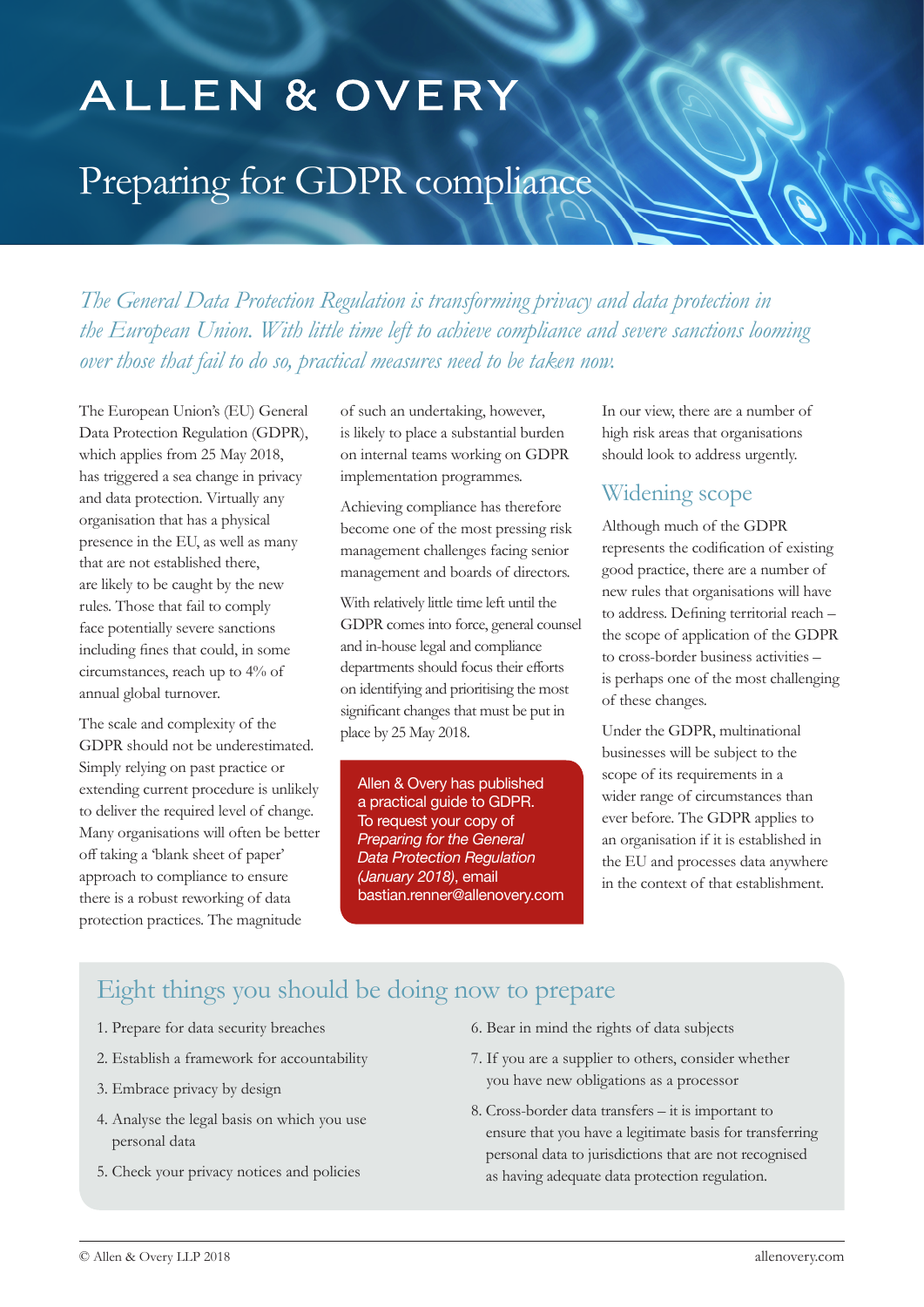# ALLEN & OVERY

# Preparing for GDPR compliance

*The General Data Protection Regulation is transforming privacy and data protection in the European Union. With little time left to achieve compliance and severe sanctions looming over those that fail to do so, practical measures need to be taken now.*

The European Union's (EU) General Data Protection Regulation (GDPR), which applies from 25 May 2018, has triggered a sea change in privacy and data protection. Virtually any organisation that has a physical presence in the EU, as well as many that are not established there, are likely to be caught by the new rules. Those that fail to comply face potentially severe sanctions including fines that could, in some circumstances, reach up to 4% of annual global turnover.

The scale and complexity of the GDPR should not be underestimated. Simply relying on past practice or extending current procedure is unlikely to deliver the required level of change. Many organisations will often be better off taking a 'blank sheet of paper' approach to compliance to ensure there is a robust reworking of data protection practices. The magnitude of such an undertaking, however, is likely to place a substantial burden on internal teams working on GDPR implementation programmes.

Achieving compliance has therefore become one of the most pressing risk management challenges facing senior management and boards of directors.

With relatively little time left until the GDPR comes into force, general counsel and in-house legal and compliance departments should focus their efforts on identifying and prioritising the most significant changes that must be put in place by 25 May 2018.

> Allen & Overy has published a practical guide to GDPR. To request your copy of *Preparing for the General Data Protection Regulation (January 2018)*, email bastian.renner@allenovery.com

In our view, there are a number of high risk areas that organisations should look to address urgently.

## Widening scope

Although much of the GDPR represents the codification of existing good practice, there are a number of new rules that organisations will have to address. Defining territorial reach – the scope of application of the GDPR to cross-border business activities – is perhaps one of the most challenging of these changes.

Under the GDPR, multinational businesses will be subject to the scope of its requirements in a wider range of circumstances than ever before. The GDPR applies to an organisation if it is established in the EU and processes data anywhere in the context of that establishment.

## Eight things you should be doing now to prepare

1. Prepare for data security breaches
2. Establish a framework for accountability
3. Embrace privacy by design
4. Analyse the legal basis on which you use personal data
5. Check your privacy notices and policies
6. Bear in mind the rights of data subjects
7. If you are a supplier to others, consider whether you have new obligations as a processor
8. Cross-border data transfers – it is important to ensure that you have a legitimate basis for transferring personal data to jurisdictions that are not recognised as having adequate data protection regulation.

© Allen & Overy LLP 2018 allenovery.com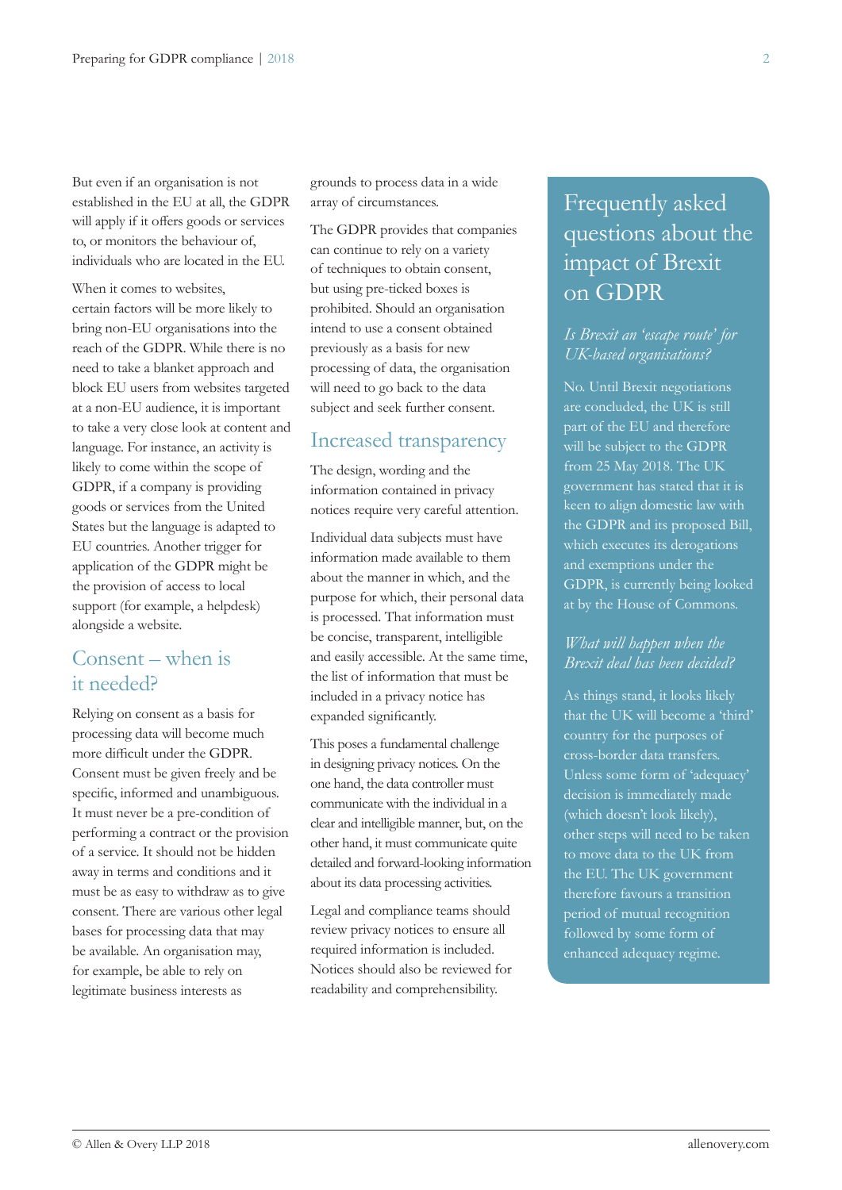But even if an organisation is not established in the EU at all, the GDPR will apply if it offers goods or services to, or monitors the behaviour of, individuals who are located in the EU.

When it comes to websites, certain factors will be more likely to bring non-EU organisations into the reach of the GDPR. While there is no need to take a blanket approach and block EU users from websites targeted at a non-EU audience, it is important to take a very close look at content and language. For instance, an activity is likely to come within the scope of GDPR, if a company is providing goods or services from the United States but the language is adapted to EU countries. Another trigger for application of the GDPR might be the provision of access to local support (for example, a helpdesk) alongside a website.

## Consent – when is it needed?

Relying on consent as a basis for processing data will become much more difficult under the GDPR. Consent must be given freely and be specific, informed and unambiguous. It must never be a pre-condition of performing a contract or the provision of a service. It should not be hidden away in terms and conditions and it must be as easy to withdraw as to give consent. There are various other legal bases for processing data that may be available. An organisation may, for example, be able to rely on legitimate business interests as grounds to process data in a wide array of circumstances.

The GDPR provides that companies can continue to rely on a variety of techniques to obtain consent, but using pre-ticked boxes is prohibited. Should an organisation intend to use a consent obtained previously as a basis for new processing of data, the organisation will need to go back to the data subject and seek further consent.

## Increased transparency

The design, wording and the information contained in privacy notices require very careful attention.

Individual data subjects must have information made available to them about the manner in which, and the purpose for which, their personal data is processed. That information must be concise, transparent, intelligible and easily accessible. At the same time, the list of information that must be included in a privacy notice has expanded significantly.

This poses a fundamental challenge in designing privacy notices. On the one hand, the data controller must communicate with the individual in a clear and intelligible manner, but, on the other hand, it must communicate quite detailed and forward-looking information about its data processing activities.

Legal and compliance teams should review privacy notices to ensure all required information is included. Notices should also be reviewed for readability and comprehensibility.

## Frequently asked questions about the impact of Brexit on GDPR

### *Is Brexit an 'escape route' for UK-based organisations?*

No. Until Brexit negotiations are concluded, the UK is still part of the EU and therefore will be subject to the GDPR from 25 May 2018. The UK government has stated that it is keen to align domestic law with the GDPR and its proposed Bill, which executes its derogations and exemptions under the GDPR, is currently being looked at by the House of Commons.

### *What will happen when the Brexit deal has been decided?*

As things stand, it looks likely that the UK will become a 'third' country for the purposes of cross-border data transfers. Unless some form of 'adequacy' decision is immediately made (which doesn't look likely), other steps will need to be taken to move data to the UK from the EU. The UK government therefore favours a transition period of mutual recognition followed by some form of enhanced adequacy regime.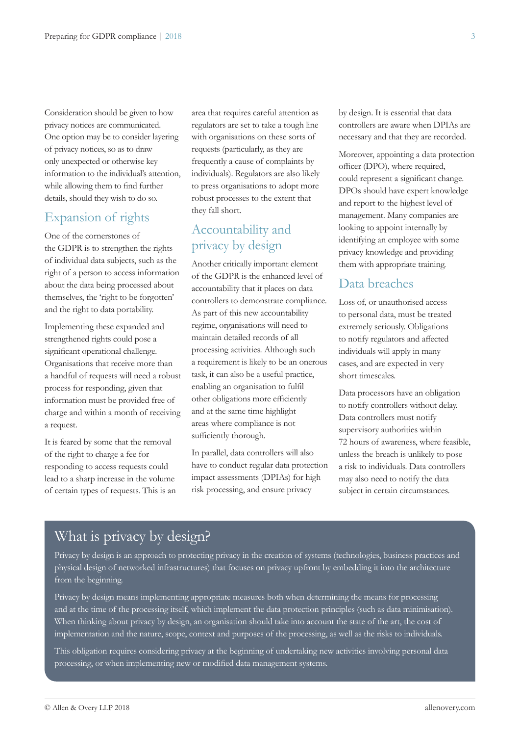Consideration should be given to how privacy notices are communicated. One option may be to consider layering of privacy notices, so as to draw only unexpected or otherwise key information to the individual's attention, while allowing them to find further details, should they wish to do so.

## Expansion of rights

One of the cornerstones of the GDPR is to strengthen the rights of individual data subjects, such as the right of a person to access information about the data being processed about themselves, the 'right to be forgotten' and the right to data portability.

Implementing these expanded and strengthened rights could pose a significant operational challenge. Organisations that receive more than a handful of requests will need a robust process for responding, given that information must be provided free of charge and within a month of receiving a request.

It is feared by some that the removal of the right to charge a fee for responding to access requests could lead to a sharp increase in the volume of certain types of requests. This is an area that requires careful attention as regulators are set to take a tough line with organisations on these sorts of requests (particularly, as they are frequently a cause of complaints by individuals). Regulators are also likely to press organisations to adopt more robust processes to the extent that they fall short.

## Accountability and privacy by design

Another critically important element of the GDPR is the enhanced level of accountability that it places on data controllers to demonstrate compliance. As part of this new accountability regime, organisations will need to maintain detailed records of all processing activities. Although such a requirement is likely to be an onerous task, it can also be a useful practice, enabling an organisation to fulfil other obligations more efficiently and at the same time highlight areas where compliance is not sufficiently thorough.

In parallel, data controllers will also have to conduct regular data protection impact assessments (DPIAs) for high risk processing, and ensure privacy by design. It is essential that data controllers are aware when DPIAs are necessary and that they are recorded.

Moreover, appointing a data protection officer (DPO), where required, could represent a significant change. DPOs should have expert knowledge and report to the highest level of management. Many companies are looking to appoint internally by identifying an employee with some privacy knowledge and providing them with appropriate training.

## Data breaches

Loss of, or unauthorised access to personal data, must be treated extremely seriously. Obligations to notify regulators and affected individuals will apply in many cases, and are expected in very short timescales.

Data processors have an obligation to notify controllers without delay. Data controllers must notify supervisory authorities within 72 hours of awareness, where feasible, unless the breach is unlikely to pose a risk to individuals. Data controllers may also need to notify the data subject in certain circumstances.

## What is privacy by design?

Privacy by design is an approach to protecting privacy in the creation of systems (technologies, business practices and physical design of networked infrastructures) that focuses on privacy upfront by embedding it into the architecture from the beginning.

Privacy by design means implementing appropriate measures both when determining the means for processing and at the time of the processing itself, which implement the data protection principles (such as data minimisation). When thinking about privacy by design, an organisation should take into account the state of the art, the cost of implementation and the nature, scope, context and purposes of the processing, as well as the risks to individuals.

This obligation requires considering privacy at the beginning of undertaking new activities involving personal data processing, or when implementing new or modified data management systems.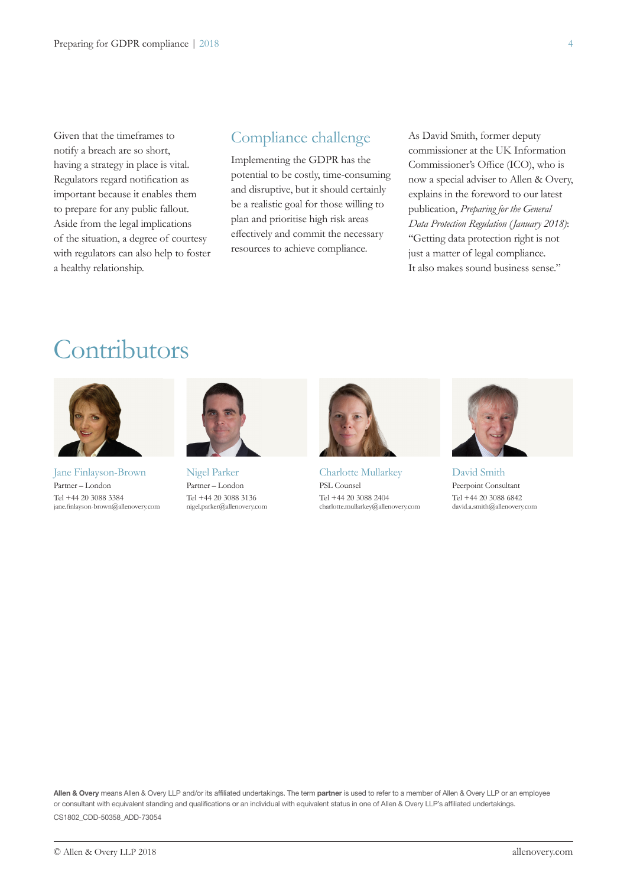Given that the timeframes to notify a breach are so short, having a strategy in place is vital. Regulators regard notification as important because it enables them to prepare for any public fallout. Aside from the legal implications of the situation, a degree of courtesy with regulators can also help to foster a healthy relationship.

## Compliance challenge

Implementing the GDPR has the potential to be costly, time-consuming and disruptive, but it should certainly be a realistic goal for those willing to plan and prioritise high risk areas effectively and commit the necessary resources to achieve compliance.

As David Smith, former deputy commissioner at the UK Information Commissioner's Office (ICO), who is now a special adviser to Allen & Overy, explains in the foreword to our latest publication, *Preparing for the General Data Protection Regulation (January 2018)*: "Getting data protection right is not just a matter of legal compliance. It also makes sound business sense."

# Contributors

**Jane Finlayson-Brown**
Partner – London
Tel +44 20 3088 3384
jane.finlayson-brown@allenovery.com

**Nigel Parker**
Partner – London
Tel +44 20 3088 3136
nigel.parker@allenovery.com

**Charlotte Mullarkey**
PSL Counsel
Tel +44 20 3088 2404
charlotte.mullarkey@allenovery.com

**David Smith**
Peerpoint Consultant
Tel +44 20 3088 6842
david.a.smith@allenovery.com

**Allen & Overy** means Allen & Overy LLP and/or its affiliated undertakings. The term **partner** is used to refer to a member of Allen & Overy LLP or an employee or consultant with equivalent standing and qualifications or an individual with equivalent status in one of Allen & Overy LLP's affiliated undertakings.

CS1802_CDD-50358_ADD-73054

© Allen & Overy LLP 2018

allenovery.com